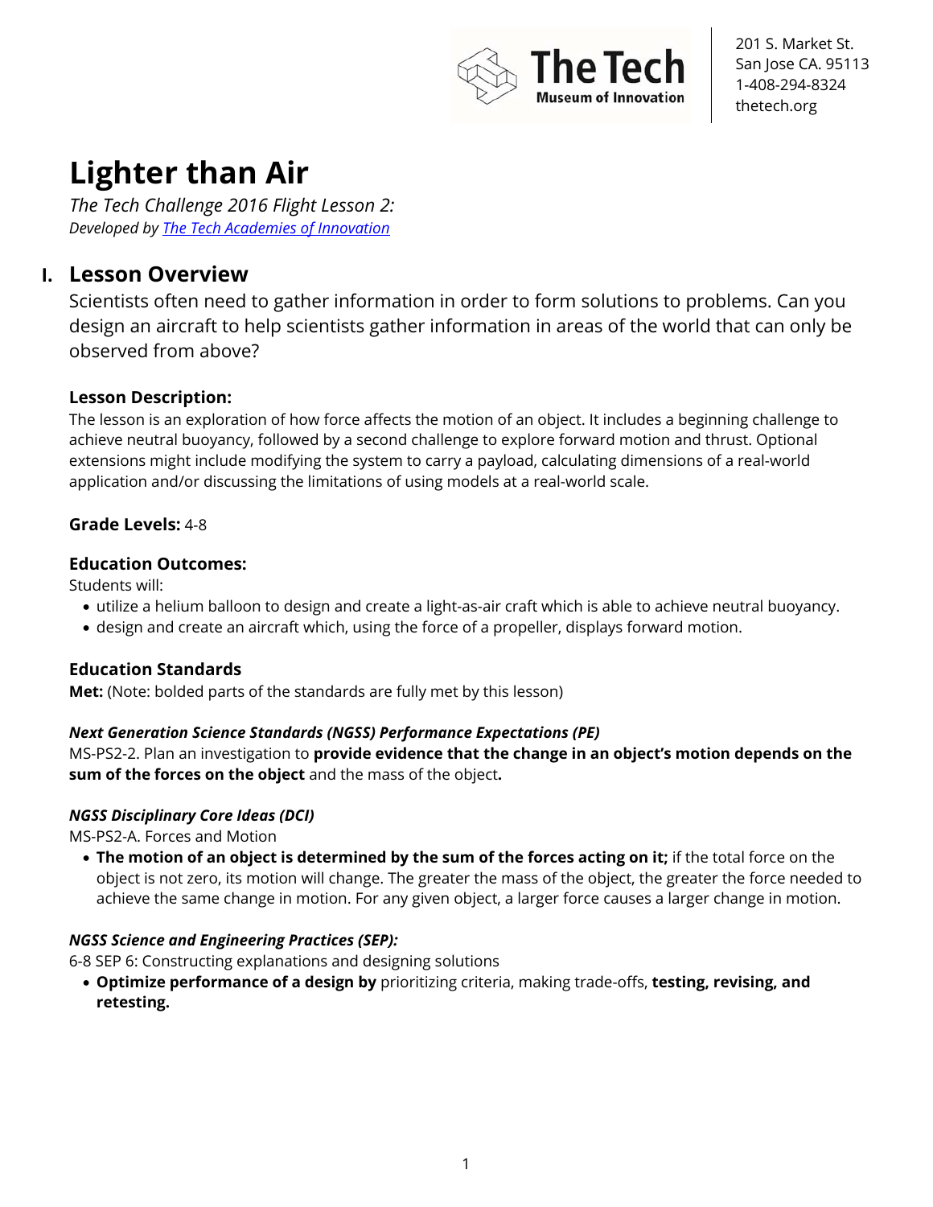201 S. Market St.
San Jose CA. 95113
1-408-294-8324
thetech.org

# Lighter than Air

*The Tech Challenge 2016 Flight Lesson 2:*
*Developed by [The Tech Academies of Innovation]*

## I. Lesson Overview

Scientists often need to gather information in order to form solutions to problems. Can you design an aircraft to help scientists gather information in areas of the world that can only be observed from above?

### Lesson Description:

The lesson is an exploration of how force affects the motion of an object. It includes a beginning challenge to achieve neutral buoyancy, followed by a second challenge to explore forward motion and thrust. Optional extensions might include modifying the system to carry a payload, calculating dimensions of a real-world application and/or discussing the limitations of using models at a real-world scale.

### Grade Levels: 4-8

### Education Outcomes:

Students will:

- utilize a helium balloon to design and create a light-as-air craft which is able to achieve neutral buoyancy.
- design and create an aircraft which, using the force of a propeller, displays forward motion.

### Education Standards

**Met:** (Note: bolded parts of the standards are fully met by this lesson)

***Next Generation Science Standards (NGSS) Performance Expectations (PE)***

MS-PS2-2. Plan an investigation to **provide evidence that the change in an object's motion depends on the sum of the forces on the object** and the mass of the object**.**

***NGSS Disciplinary Core Ideas (DCI)***

MS-PS2-A. Forces and Motion

- **The motion of an object is determined by the sum of the forces acting on it;** if the total force on the object is not zero, its motion will change. The greater the mass of the object, the greater the force needed to achieve the same change in motion. For any given object, a larger force causes a larger change in motion.

***NGSS Science and Engineering Practices (SEP):***

6-8 SEP 6: Constructing explanations and designing solutions

- **Optimize performance of a design by** prioritizing criteria, making trade-offs, **testing, revising, and retesting.**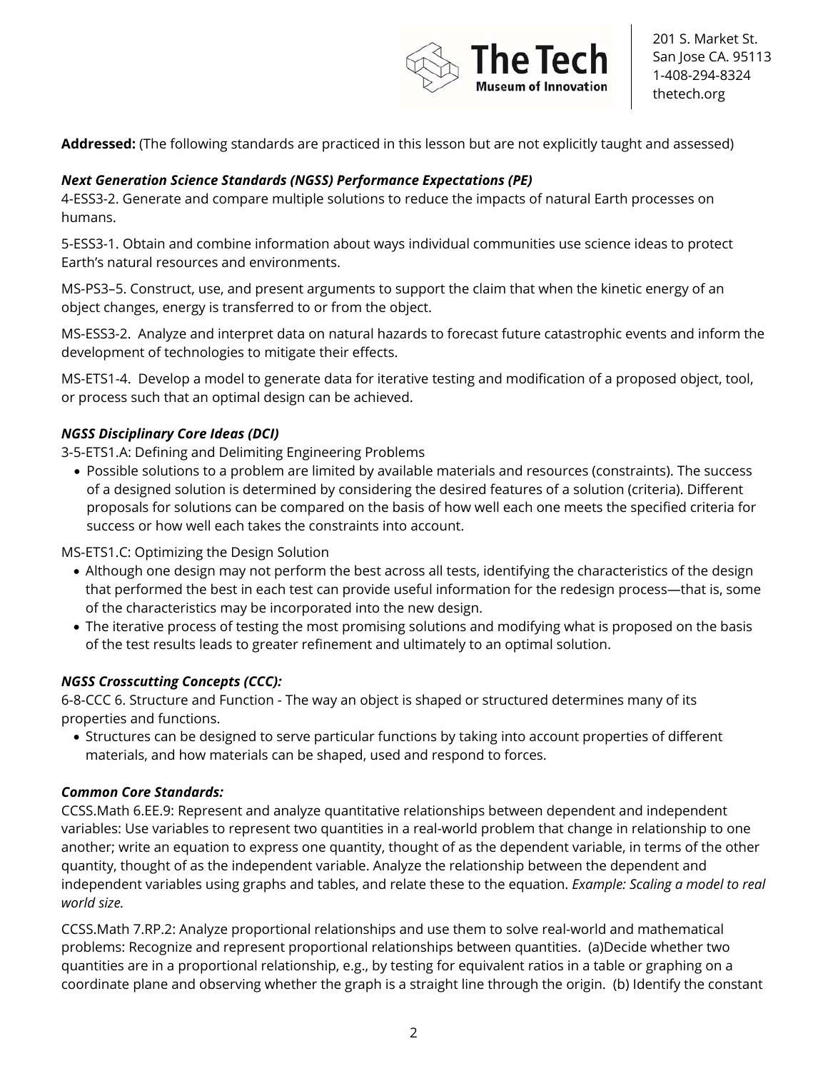**Addressed:** (The following standards are practiced in this lesson but are not explicitly taught and assessed)

***Next Generation Science Standards (NGSS) Performance Expectations (PE)***

4-ESS3-2. Generate and compare multiple solutions to reduce the impacts of natural Earth processes on humans.

5-ESS3-1. Obtain and combine information about ways individual communities use science ideas to protect Earth's natural resources and environments.

MS-PS3–5. Construct, use, and present arguments to support the claim that when the kinetic energy of an object changes, energy is transferred to or from the object.

MS-ESS3-2. Analyze and interpret data on natural hazards to forecast future catastrophic events and inform the development of technologies to mitigate their effects.

MS-ETS1-4. Develop a model to generate data for iterative testing and modification of a proposed object, tool, or process such that an optimal design can be achieved.

***NGSS Disciplinary Core Ideas (DCI)***

3-5-ETS1.A: Defining and Delimiting Engineering Problems

- Possible solutions to a problem are limited by available materials and resources (constraints). The success of a designed solution is determined by considering the desired features of a solution (criteria). Different proposals for solutions can be compared on the basis of how well each one meets the specified criteria for success or how well each takes the constraints into account.

MS-ETS1.C: Optimizing the Design Solution

- Although one design may not perform the best across all tests, identifying the characteristics of the design that performed the best in each test can provide useful information for the redesign process—that is, some of the characteristics may be incorporated into the new design.
- The iterative process of testing the most promising solutions and modifying what is proposed on the basis of the test results leads to greater refinement and ultimately to an optimal solution.

***NGSS Crosscutting Concepts (CCC):***

6-8-CCC 6. Structure and Function - The way an object is shaped or structured determines many of its properties and functions.

- Structures can be designed to serve particular functions by taking into account properties of different materials, and how materials can be shaped, used and respond to forces.

***Common Core Standards:***

CCSS.Math 6.EE.9: Represent and analyze quantitative relationships between dependent and independent variables: Use variables to represent two quantities in a real-world problem that change in relationship to one another; write an equation to express one quantity, thought of as the dependent variable, in terms of the other quantity, thought of as the independent variable. Analyze the relationship between the dependent and independent variables using graphs and tables, and relate these to the equation. *Example: Scaling a model to real world size.*

CCSS.Math 7.RP.2: Analyze proportional relationships and use them to solve real-world and mathematical problems: Recognize and represent proportional relationships between quantities. (a)Decide whether two quantities are in a proportional relationship, e.g., by testing for equivalent ratios in a table or graphing on a coordinate plane and observing whether the graph is a straight line through the origin. (b) Identify the constant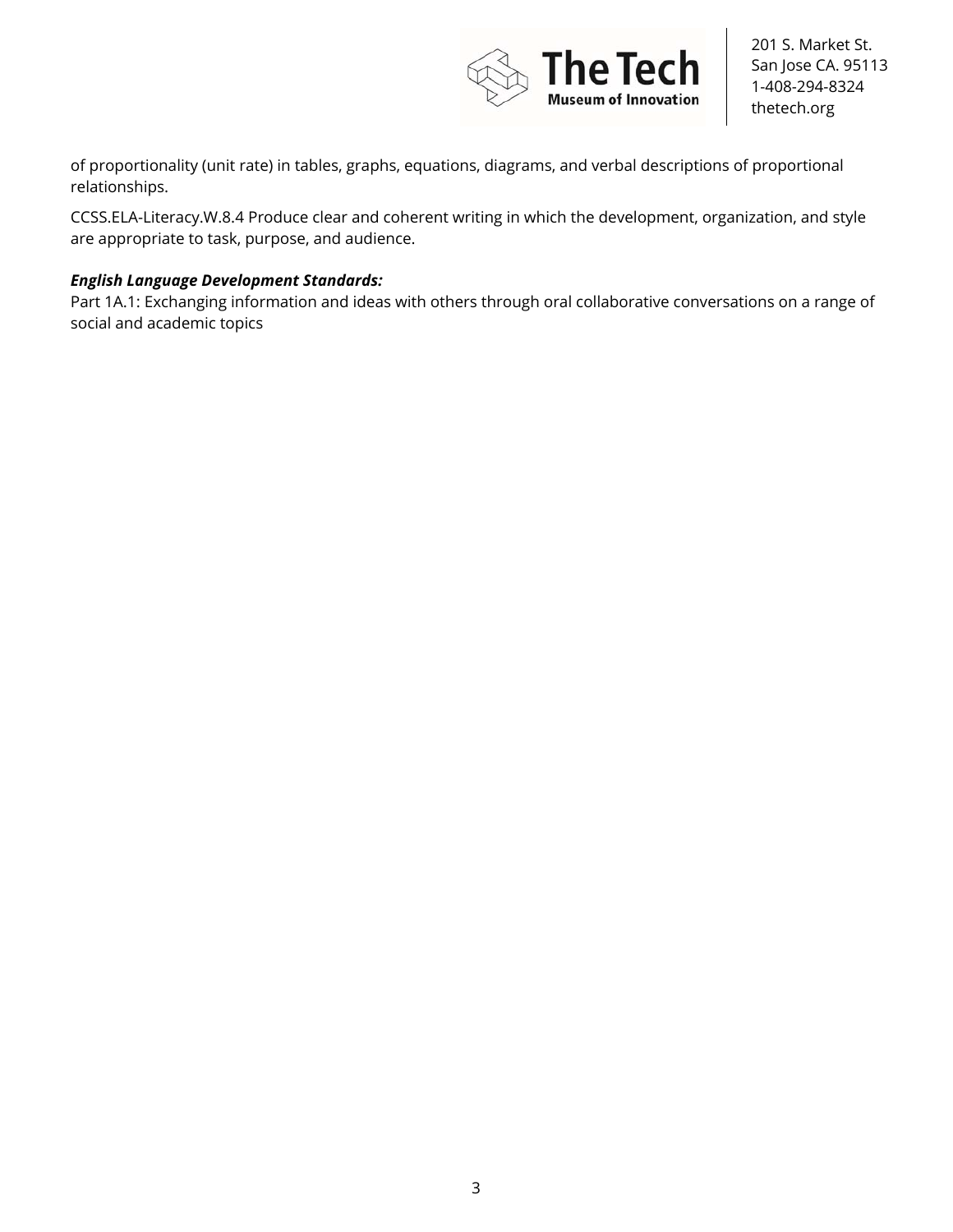of proportionality (unit rate) in tables, graphs, equations, diagrams, and verbal descriptions of proportional relationships.

CCSS.ELA-Literacy.W.8.4 Produce clear and coherent writing in which the development, organization, and style are appropriate to task, purpose, and audience.

***English Language Development Standards:***
Part 1A.1: Exchanging information and ideas with others through oral collaborative conversations on a range of social and academic topics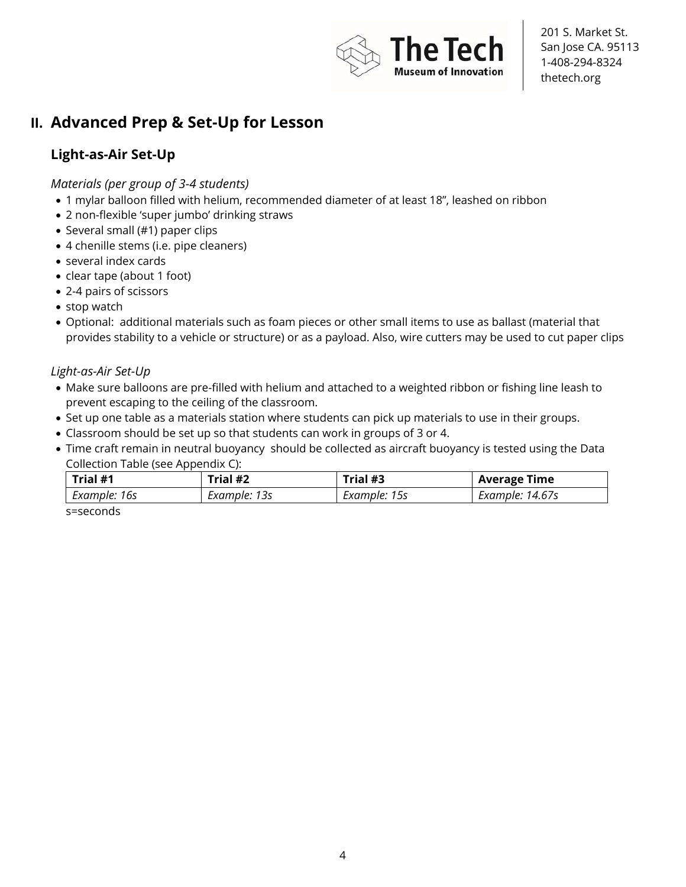## II. Advanced Prep & Set-Up for Lesson

### Light-as-Air Set-Up

*Materials (per group of 3-4 students)*

- 1 mylar balloon filled with helium, recommended diameter of at least 18", leashed on ribbon
- 2 non-flexible 'super jumbo' drinking straws
- Several small (#1) paper clips
- 4 chenille stems (i.e. pipe cleaners)
- several index cards
- clear tape (about 1 foot)
- 2-4 pairs of scissors
- stop watch
- Optional: additional materials such as foam pieces or other small items to use as ballast (material that provides stability to a vehicle or structure) or as a payload. Also, wire cutters may be used to cut paper clips

*Light-as-Air Set-Up*

- Make sure balloons are pre-filled with helium and attached to a weighted ribbon or fishing line leash to prevent escaping to the ceiling of the classroom.
- Set up one table as a materials station where students can pick up materials to use in their groups.
- Classroom should be set up so that students can work in groups of 3 or 4.
- Time craft remain in neutral buoyancy should be collected as aircraft buoyancy is tested using the Data Collection Table (see Appendix C):

| Trial #1 | Trial #2 | Trial #3 | Average Time |
|---|---|---|---|
| *Example: 16s* | *Example: 13s* | *Example: 15s* | *Example: 14.67s* |

s=seconds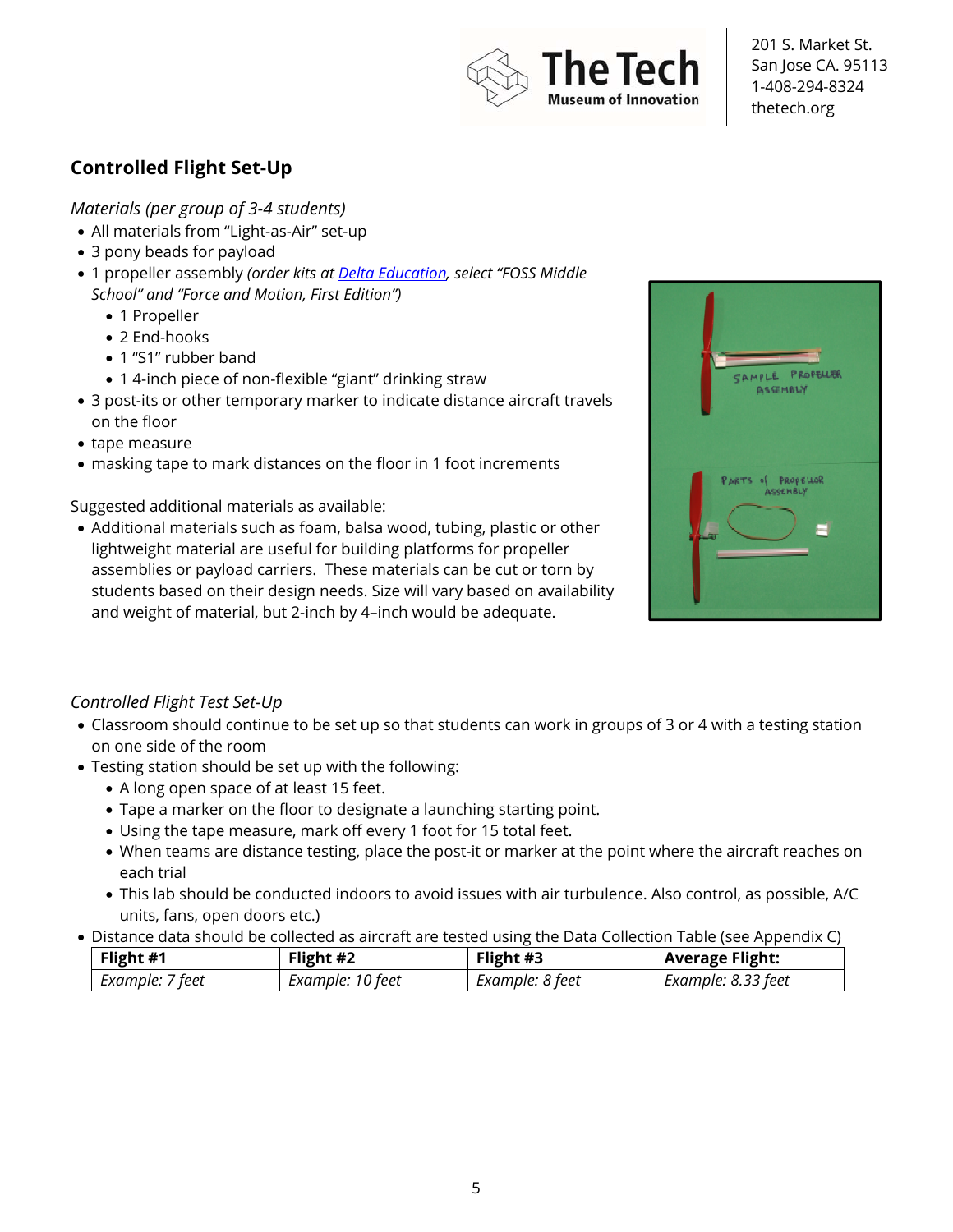## Controlled Flight Set-Up

*Materials (per group of 3-4 students)*

- All materials from "Light-as-Air" set-up
- 3 pony beads for payload
- 1 propeller assembly *(order kits at* [*Delta Education*](), *select "FOSS Middle School" and "Force and Motion, First Edition")*
  - 1 Propeller
  - 2 End-hooks
  - 1 "S1" rubber band
  - 1 4-inch piece of non-flexible "giant" drinking straw
- 3 post-its or other temporary marker to indicate distance aircraft travels on the floor
- tape measure
- masking tape to mark distances on the floor in 1 foot increments

Suggested additional materials as available:

- Additional materials such as foam, balsa wood, tubing, plastic or other lightweight material are useful for building platforms for propeller assemblies or payload carriers. These materials can be cut or torn by students based on their design needs. Size will vary based on availability and weight of material, but 2-inch by 4–inch would be adequate.

*Controlled Flight Test Set-Up*

- Classroom should continue to be set up so that students can work in groups of 3 or 4 with a testing station on one side of the room
- Testing station should be set up with the following:
  - A long open space of at least 15 feet.
  - Tape a marker on the floor to designate a launching starting point.
  - Using the tape measure, mark off every 1 foot for 15 total feet.
  - When teams are distance testing, place the post-it or marker at the point where the aircraft reaches on each trial
  - This lab should be conducted indoors to avoid issues with air turbulence. Also control, as possible, A/C units, fans, open doors etc.)
- Distance data should be collected as aircraft are tested using the Data Collection Table (see Appendix C)

| **Flight #1** | **Flight #2** | **Flight #3** | **Average Flight:** |
|---|---|---|---|
| *Example: 7 feet* | *Example: 10 feet* | *Example: 8 feet* | *Example: 8.33 feet* |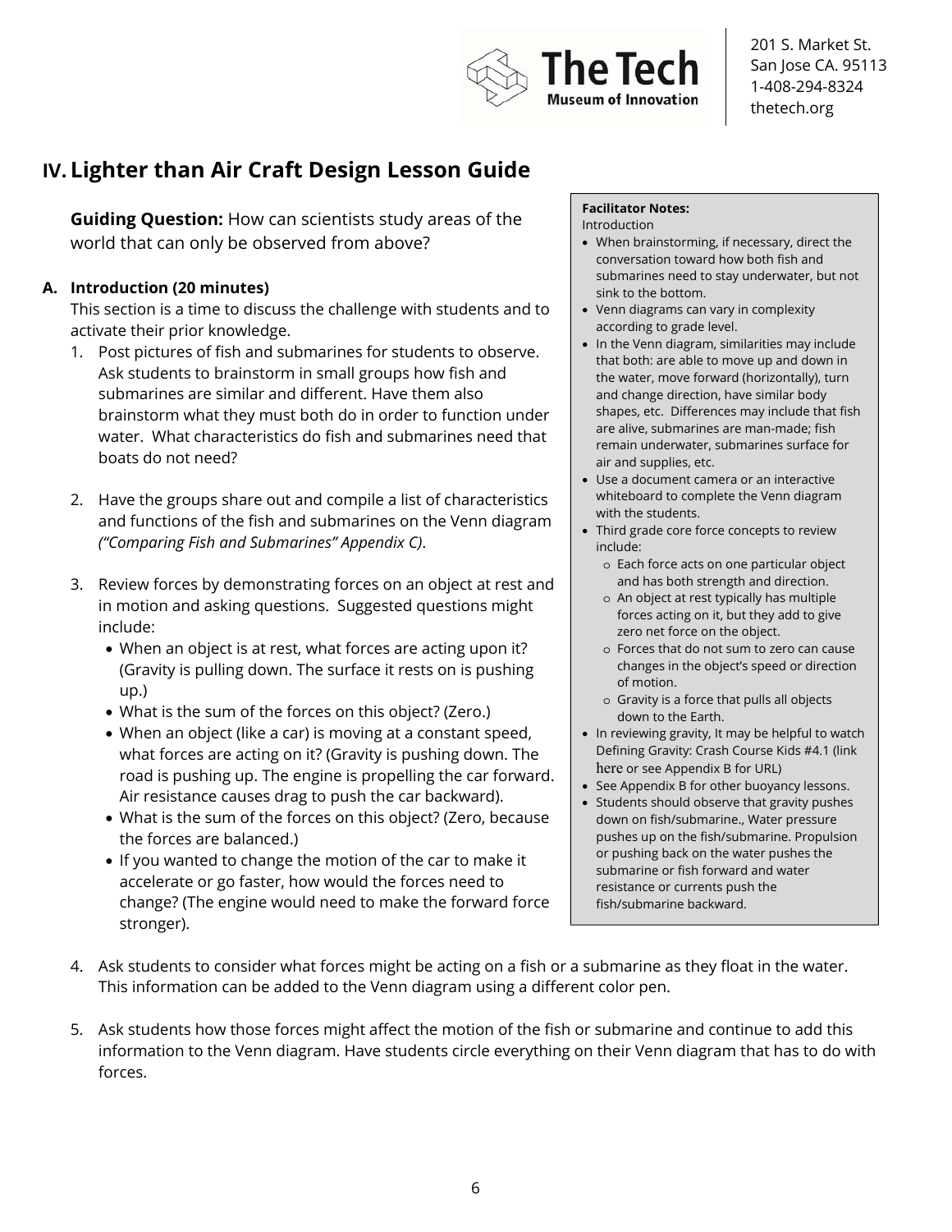# IV. Lighter than Air Craft Design Lesson Guide

**Guiding Question:** How can scientists study areas of the world that can only be observed from above?

### A. Introduction (20 minutes)

This section is a time to discuss the challenge with students and to activate their prior knowledge.

1. Post pictures of fish and submarines for students to observe. Ask students to brainstorm in small groups how fish and submarines are similar and different. Have them also brainstorm what they must both do in order to function under water. What characteristics do fish and submarines need that boats do not need?

2. Have the groups share out and compile a list of characteristics and functions of the fish and submarines on the Venn diagram *("Comparing Fish and Submarines" Appendix C)*.

3. Review forces by demonstrating forces on an object at rest and in motion and asking questions. Suggested questions might include:
   - When an object is at rest, what forces are acting upon it? (Gravity is pulling down. The surface it rests on is pushing up.)
   - What is the sum of the forces on this object? (Zero.)
   - When an object (like a car) is moving at a constant speed, what forces are acting on it? (Gravity is pushing down. The road is pushing up. The engine is propelling the car forward. Air resistance causes drag to push the car backward).
   - What is the sum of the forces on this object? (Zero, because the forces are balanced.)
   - If you wanted to change the motion of the car to make it accelerate or go faster, how would the forces need to change? (The engine would need to make the forward force stronger).

4. Ask students to consider what forces might be acting on a fish or a submarine as they float in the water. This information can be added to the Venn diagram using a different color pen.

5. Ask students how those forces might affect the motion of the fish or submarine and continue to add this information to the Venn diagram. Have students circle everything on their Venn diagram that has to do with forces.

> **Facilitator Notes:**
> Introduction
> - When brainstorming, if necessary, direct the conversation toward how both fish and submarines need to stay underwater, but not sink to the bottom.
> - Venn diagrams can vary in complexity according to grade level.
> - In the Venn diagram, similarities may include that both: are able to move up and down in the water, move forward (horizontally), turn and change direction, have similar body shapes, etc. Differences may include that fish are alive, submarines are man-made; fish remain underwater, submarines surface for air and supplies, etc.
> - Use a document camera or an interactive whiteboard to complete the Venn diagram with the students.
> - Third grade core force concepts to review include:
>   - Each force acts on one particular object and has both strength and direction.
>   - An object at rest typically has multiple forces acting on it, but they add to give zero net force on the object.
>   - Forces that do not sum to zero can cause changes in the object's speed or direction of motion.
>   - Gravity is a force that pulls all objects down to the Earth.
> - In reviewing gravity, It may be helpful to watch Defining Gravity: Crash Course Kids #4.1 (link here or see Appendix B for URL)
> - See Appendix B for other buoyancy lessons.
> - Students should observe that gravity pushes down on fish/submarine., Water pressure pushes up on the fish/submarine. Propulsion or pushing back on the water pushes the submarine or fish forward and water resistance or currents push the fish/submarine backward.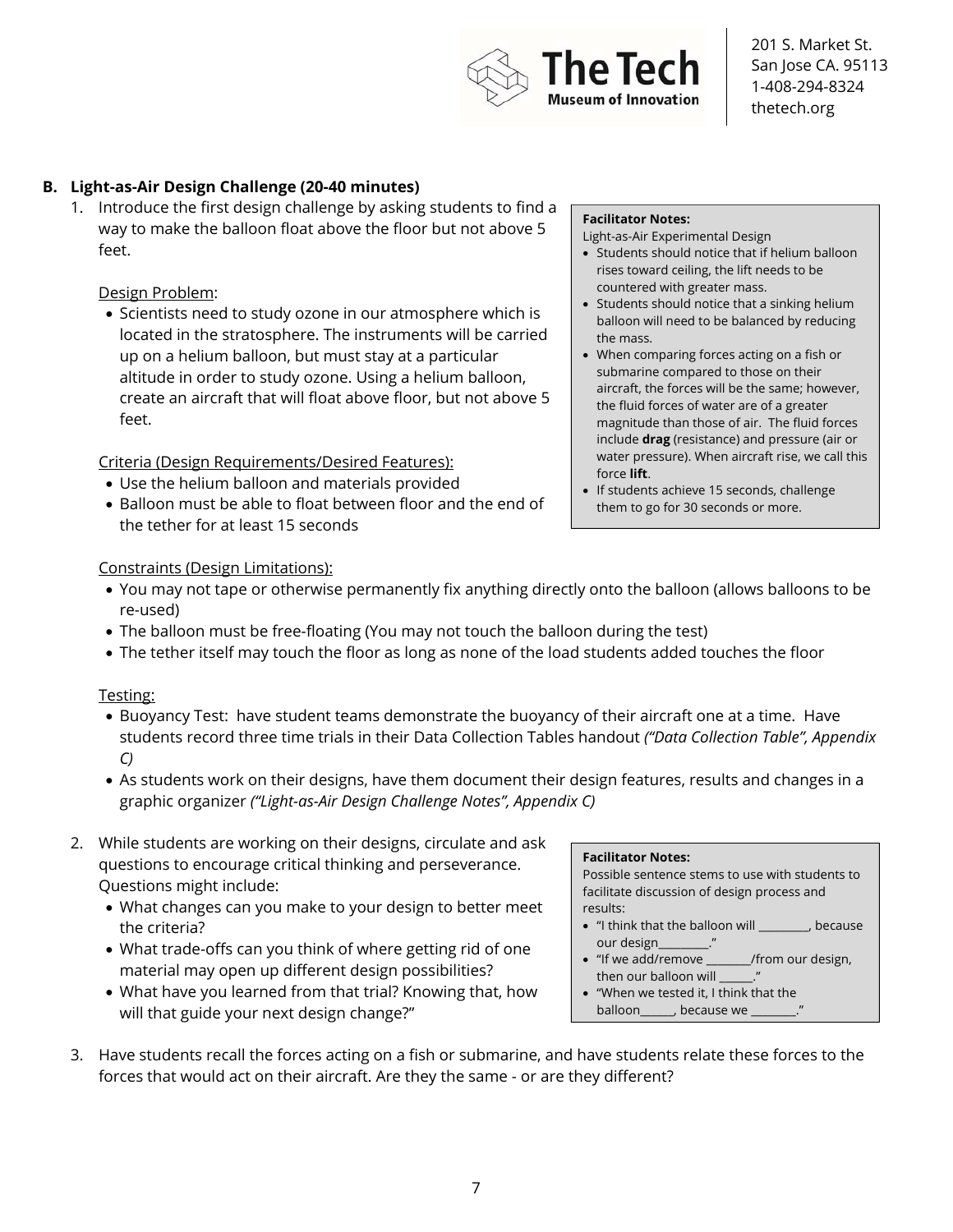## B. Light-as-Air Design Challenge (20-40 minutes)

1. Introduce the first design challenge by asking students to find a way to make the balloon float above the floor but not above 5 feet.

   Design Problem:

   - Scientists need to study ozone in our atmosphere which is located in the stratosphere. The instruments will be carried up on a helium balloon, but must stay at a particular altitude in order to study ozone. Using a helium balloon, create an aircraft that will float above floor, but not above 5 feet.

   Criteria (Design Requirements/Desired Features):

   - Use the helium balloon and materials provided
   - Balloon must be able to float between floor and the end of the tether for at least 15 seconds

   > **Facilitator Notes:**
   > Light-as-Air Experimental Design
   > - Students should notice that if helium balloon rises toward ceiling, the lift needs to be countered with greater mass.
   > - Students should notice that a sinking helium balloon will need to be balanced by reducing the mass.
   > - When comparing forces acting on a fish or submarine compared to those on their aircraft, the forces will be the same; however, the fluid forces of water are of a greater magnitude than those of air. The fluid forces include **drag** (resistance) and pressure (air or water pressure). When aircraft rise, we call this force **lift**.
   > - If students achieve 15 seconds, challenge them to go for 30 seconds or more.

   Constraints (Design Limitations):

   - You may not tape or otherwise permanently fix anything directly onto the balloon (allows balloons to be re-used)
   - The balloon must be free-floating (You may not touch the balloon during the test)
   - The tether itself may touch the floor as long as none of the load students added touches the floor

   Testing:

   - Buoyancy Test: have student teams demonstrate the buoyancy of their aircraft one at a time. Have students record three time trials in their Data Collection Tables handout *("Data Collection Table", Appendix C)*
   - As students work on their designs, have them document their design features, results and changes in a graphic organizer *("Light-as-Air Design Challenge Notes", Appendix C)*

2. While students are working on their designs, circulate and ask questions to encourage critical thinking and perseverance. Questions might include:

   - What changes can you make to your design to better meet the criteria?
   - What trade-offs can you think of where getting rid of one material may open up different design possibilities?
   - What have you learned from that trial? Knowing that, how will that guide your next design change?"

   > **Facilitator Notes:**
   > Possible sentence stems to use with students to facilitate discussion of design process and results:
   > - "I think that the balloon will _________, because our design_________."
   > - "If we add/remove ________/from our design, then our balloon will ______."
   > - "When we tested it, I think that the balloon______, because we ________."

3. Have students recall the forces acting on a fish or submarine, and have students relate these forces to the forces that would act on their aircraft. Are they the same - or are they different?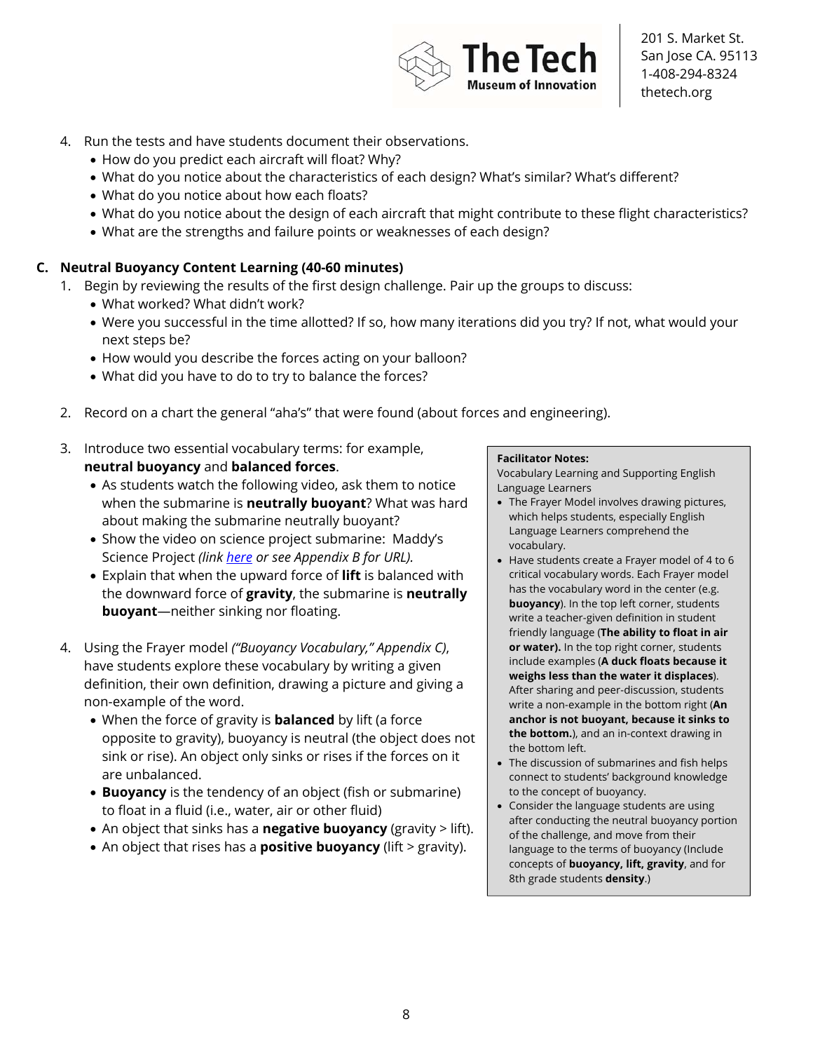4. Run the tests and have students document their observations.
   - How do you predict each aircraft will float? Why?
   - What do you notice about the characteristics of each design? What's similar? What's different?
   - What do you notice about how each floats?
   - What do you notice about the design of each aircraft that might contribute to these flight characteristics?
   - What are the strengths and failure points or weaknesses of each design?

### C. Neutral Buoyancy Content Learning (40-60 minutes)

1. Begin by reviewing the results of the first design challenge. Pair up the groups to discuss:
   - What worked? What didn't work?
   - Were you successful in the time allotted? If so, how many iterations did you try? If not, what would your next steps be?
   - How would you describe the forces acting on your balloon?
   - What did you have to do to try to balance the forces?

2. Record on a chart the general "aha's" that were found (about forces and engineering).

3. Introduce two essential vocabulary terms: for example, **neutral buoyancy** and **balanced forces**.
   - As students watch the following video, ask them to notice when the submarine is **neutrally buoyant**? What was hard about making the submarine neutrally buoyant?
   - Show the video on science project submarine: Maddy's Science Project *(link here or see Appendix B for URL).*
   - Explain that when the upward force of **lift** is balanced with the downward force of **gravity**, the submarine is **neutrally buoyant**—neither sinking nor floating.

4. Using the Frayer model *("Buoyancy Vocabulary," Appendix C)*, have students explore these vocabulary by writing a given definition, their own definition, drawing a picture and giving a non-example of the word.
   - When the force of gravity is **balanced** by lift (a force opposite to gravity), buoyancy is neutral (the object does not sink or rise). An object only sinks or rises if the forces on it are unbalanced.
   - **Buoyancy** is the tendency of an object (fish or submarine) to float in a fluid (i.e., water, air or other fluid)
   - An object that sinks has a **negative buoyancy** (gravity > lift).
   - An object that rises has a **positive buoyancy** (lift > gravity).

> **Facilitator Notes:**
> Vocabulary Learning and Supporting English Language Learners
> - The Frayer Model involves drawing pictures, which helps students, especially English Language Learners comprehend the vocabulary.
> - Have students create a Frayer model of 4 to 6 critical vocabulary words. Each Frayer model has the vocabulary word in the center (e.g. **buoyancy**). In the top left corner, students write a teacher-given definition in student friendly language (**The ability to float in air or water).** In the top right corner, students include examples (**A duck floats because it weighs less than the water it displaces**). After sharing and peer-discussion, students write a non-example in the bottom right (**An anchor is not buoyant, because it sinks to the bottom.**), and an in-context drawing in the bottom left.
> - The discussion of submarines and fish helps connect to students' background knowledge to the concept of buoyancy.
> - Consider the language students are using after conducting the neutral buoyancy portion of the challenge, and move from their language to the terms of buoyancy (Include concepts of **buoyancy, lift, gravity**, and for 8th grade students **density**.)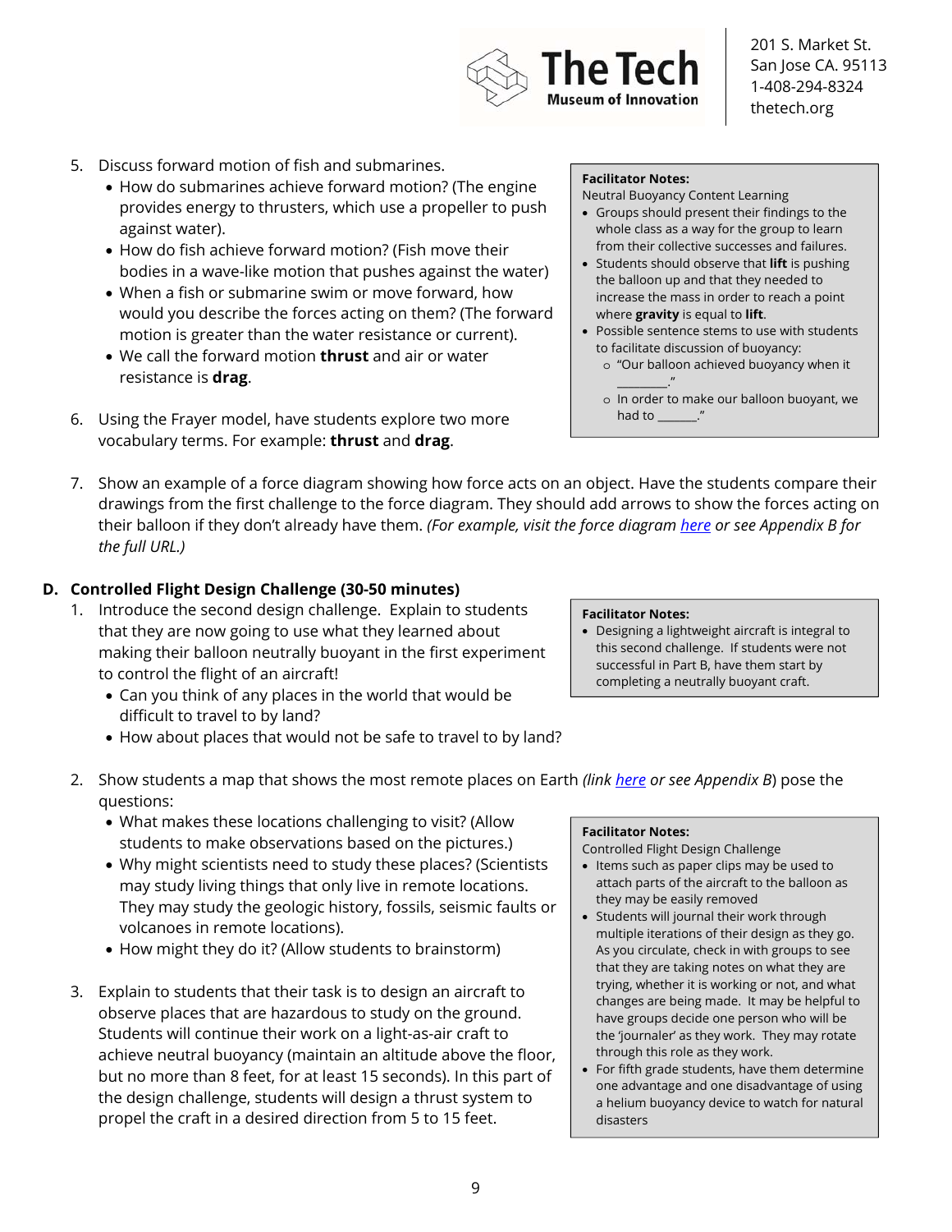5. Discuss forward motion of fish and submarines.
   - How do submarines achieve forward motion? (The engine provides energy to thrusters, which use a propeller to push against water).
   - How do fish achieve forward motion? (Fish move their bodies in a wave-like motion that pushes against the water)
   - When a fish or submarine swim or move forward, how would you describe the forces acting on them? (The forward motion is greater than the water resistance or current).
   - We call the forward motion **thrust** and air or water resistance is **drag**.

6. Using the Frayer model, have students explore two more vocabulary terms. For example: **thrust** and **drag**.

> **Facilitator Notes:**
> Neutral Buoyancy Content Learning
> - Groups should present their findings to the whole class as a way for the group to learn from their collective successes and failures.
> - Students should observe that **lift** is pushing the balloon up and that they needed to increase the mass in order to reach a point where **gravity** is equal to **lift**.
> - Possible sentence stems to use with students to facilitate discussion of buoyancy:
>   - "Our balloon achieved buoyancy when it ________."
>   - In order to make our balloon buoyant, we had to ______."

7. Show an example of a force diagram showing how force acts on an object. Have the students compare their drawings from the first challenge to the force diagram. They should add arrows to show the forces acting on their balloon if they don't already have them. *(For example, visit the force diagram here or see Appendix B for the full URL.)*

## D. Controlled Flight Design Challenge (30-50 minutes)

1. Introduce the second design challenge. Explain to students that they are now going to use what they learned about making their balloon neutrally buoyant in the first experiment to control the flight of an aircraft!
   - Can you think of any places in the world that would be difficult to travel to by land?
   - How about places that would not be safe to travel to by land?

> **Facilitator Notes:**
> - Designing a lightweight aircraft is integral to this second challenge. If students were not successful in Part B, have them start by completing a neutrally buoyant craft.

2. Show students a map that shows the most remote places on Earth *(link here or see Appendix B)* pose the questions:
   - What makes these locations challenging to visit? (Allow students to make observations based on the pictures.)
   - Why might scientists need to study these places? (Scientists may study living things that only live in remote locations. They may study the geologic history, fossils, seismic faults or volcanoes in remote locations).
   - How might they do it? (Allow students to brainstorm)

3. Explain to students that their task is to design an aircraft to observe places that are hazardous to study on the ground. Students will continue their work on a light-as-air craft to achieve neutral buoyancy (maintain an altitude above the floor, but no more than 8 feet, for at least 15 seconds). In this part of the design challenge, students will design a thrust system to propel the craft in a desired direction from 5 to 15 feet.

> **Facilitator Notes:**
> Controlled Flight Design Challenge
> - Items such as paper clips may be used to attach parts of the aircraft to the balloon as they may be easily removed
> - Students will journal their work through multiple iterations of their design as they go. As you circulate, check in with groups to see that they are taking notes on what they are trying, whether it is working or not, and what changes are being made. It may be helpful to have groups decide one person who will be the 'journaler' as they work. They may rotate through this role as they work.
> - For fifth grade students, have them determine one advantage and one disadvantage of using a helium buoyancy device to watch for natural disasters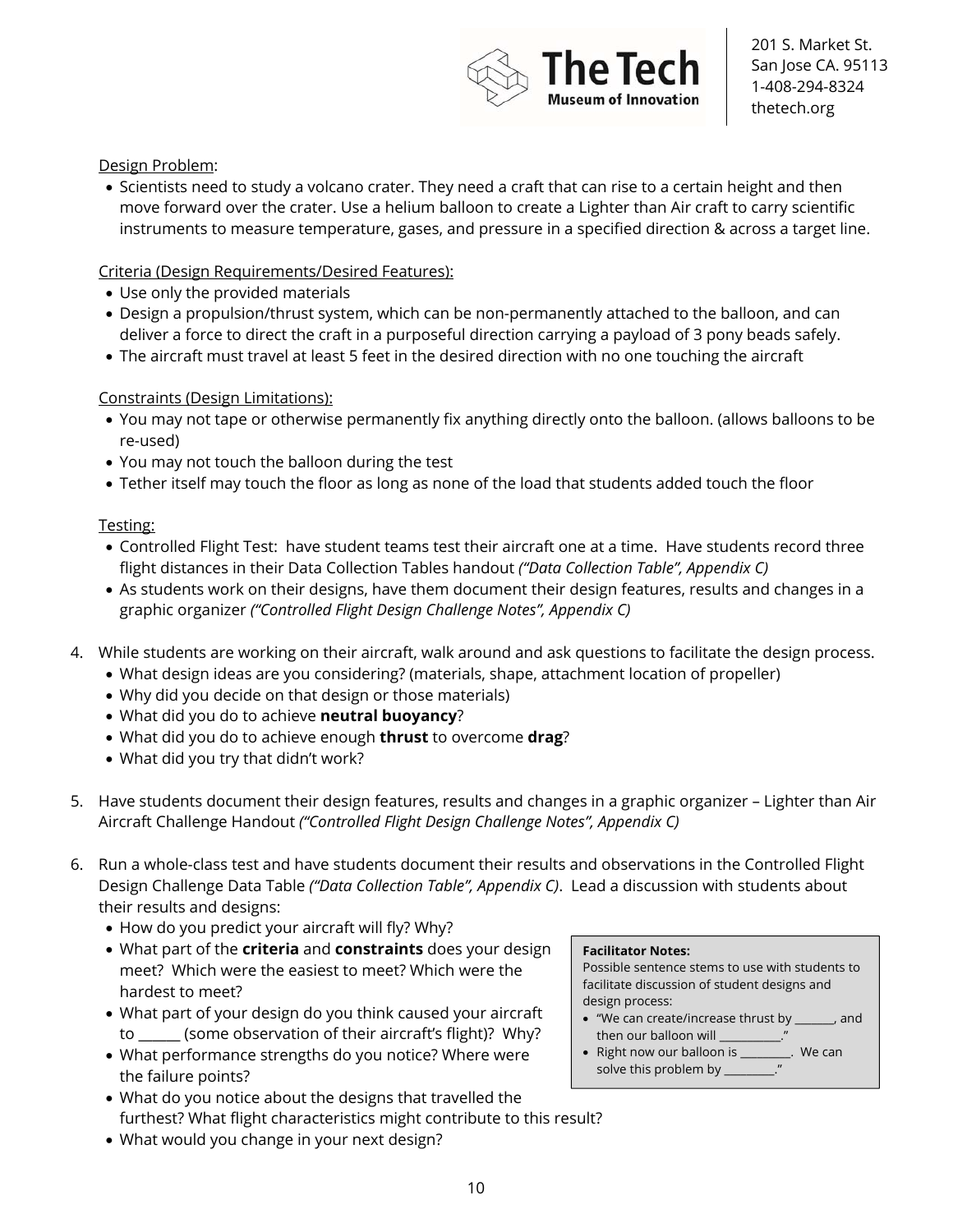Design Problem:

- Scientists need to study a volcano crater. They need a craft that can rise to a certain height and then move forward over the crater. Use a helium balloon to create a Lighter than Air craft to carry scientific instruments to measure temperature, gases, and pressure in a specified direction & across a target line.

Criteria (Design Requirements/Desired Features):

- Use only the provided materials
- Design a propulsion/thrust system, which can be non-permanently attached to the balloon, and can deliver a force to direct the craft in a purposeful direction carrying a payload of 3 pony beads safely.
- The aircraft must travel at least 5 feet in the desired direction with no one touching the aircraft

Constraints (Design Limitations):

- You may not tape or otherwise permanently fix anything directly onto the balloon. (allows balloons to be re-used)
- You may not touch the balloon during the test
- Tether itself may touch the floor as long as none of the load that students added touch the floor

Testing:

- Controlled Flight Test: have student teams test their aircraft one at a time. Have students record three flight distances in their Data Collection Tables handout *("Data Collection Table", Appendix C)*
- As students work on their designs, have them document their design features, results and changes in a graphic organizer *("Controlled Flight Design Challenge Notes", Appendix C)*

4. While students are working on their aircraft, walk around and ask questions to facilitate the design process.
   - What design ideas are you considering? (materials, shape, attachment location of propeller)
   - Why did you decide on that design or those materials)
   - What did you do to achieve **neutral buoyancy**?
   - What did you do to achieve enough **thrust** to overcome **drag**?
   - What did you try that didn't work?

5. Have students document their design features, results and changes in a graphic organizer – Lighter than Air Aircraft Challenge Handout *("Controlled Flight Design Challenge Notes", Appendix C)*

6. Run a whole-class test and have students document their results and observations in the Controlled Flight Design Challenge Data Table *("Data Collection Table", Appendix C)*. Lead a discussion with students about their results and designs:
   - How do you predict your aircraft will fly? Why?
   - What part of the **criteria** and **constraints** does your design meet? Which were the easiest to meet? Which were the hardest to meet?
   - What part of your design do you think caused your aircraft to ______ (some observation of their aircraft's flight)? Why?
   - What performance strengths do you notice? Where were the failure points?
   - What do you notice about the designs that travelled the furthest? What flight characteristics might contribute to this result?
   - What would you change in your next design?

**Facilitator Notes:**
Possible sentence stems to use with students to facilitate discussion of student designs and design process:

- "We can create/increase thrust by _______, and then our balloon will ___________."
- Right now our balloon is _________. We can solve this problem by _________."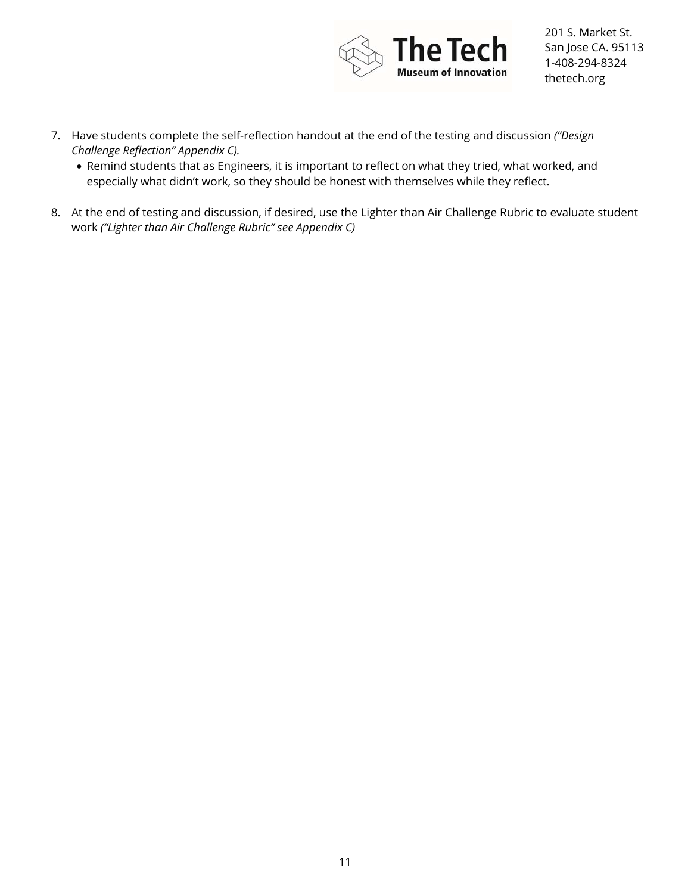7. Have students complete the self-reflection handout at the end of the testing and discussion *("Design Challenge Reflection" Appendix C).*
   - Remind students that as Engineers, it is important to reflect on what they tried, what worked, and especially what didn't work, so they should be honest with themselves while they reflect.

8. At the end of testing and discussion, if desired, use the Lighter than Air Challenge Rubric to evaluate student work *("Lighter than Air Challenge Rubric" see Appendix C)*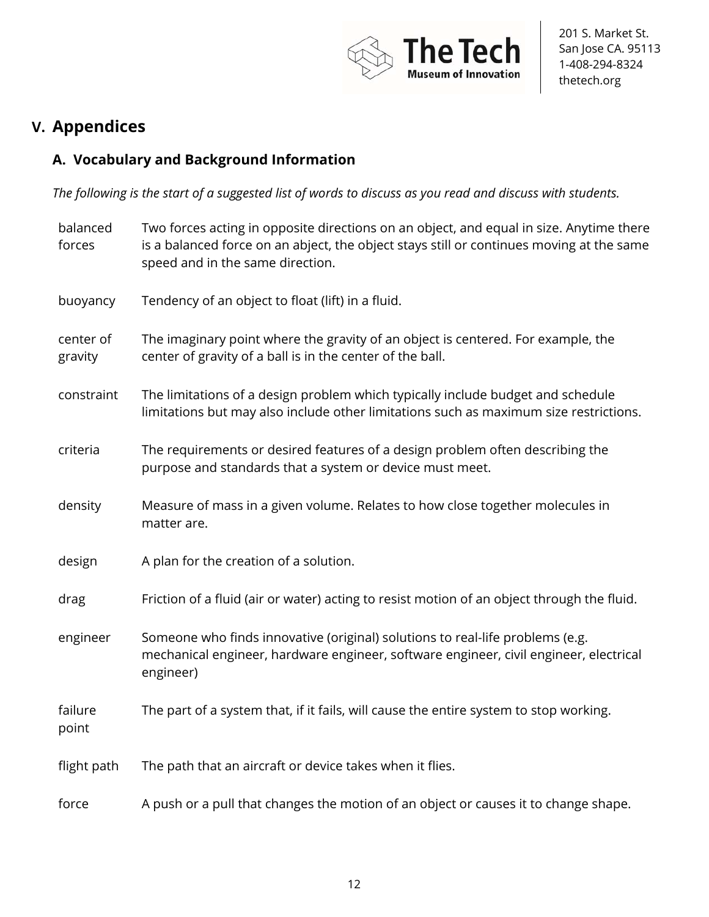# V. Appendices

## A. Vocabulary and Background Information

*The following is the start of a suggested list of words to discuss as you read and discuss with students.*

| | |
|---|---|
| balanced forces | Two forces acting in opposite directions on an object, and equal in size. Anytime there is a balanced force on an abject, the object stays still or continues moving at the same speed and in the same direction. |
| buoyancy | Tendency of an object to float (lift) in a fluid. |
| center of gravity | The imaginary point where the gravity of an object is centered. For example, the center of gravity of a ball is in the center of the ball. |
| constraint | The limitations of a design problem which typically include budget and schedule limitations but may also include other limitations such as maximum size restrictions. |
| criteria | The requirements or desired features of a design problem often describing the purpose and standards that a system or device must meet. |
| density | Measure of mass in a given volume. Relates to how close together molecules in matter are. |
| design | A plan for the creation of a solution. |
| drag | Friction of a fluid (air or water) acting to resist motion of an object through the fluid. |
| engineer | Someone who finds innovative (original) solutions to real-life problems (e.g. mechanical engineer, hardware engineer, software engineer, civil engineer, electrical engineer) |
| failure point | The part of a system that, if it fails, will cause the entire system to stop working. |
| flight path | The path that an aircraft or device takes when it flies. |
| force | A push or a pull that changes the motion of an object or causes it to change shape. |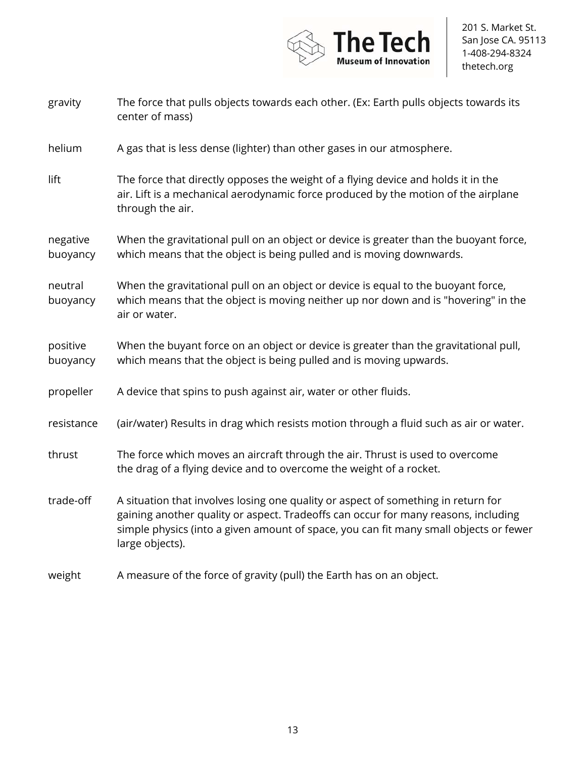| Term | Definition |
| --- | --- |
| gravity | The force that pulls objects towards each other. (Ex: Earth pulls objects towards its center of mass) |
| helium | A gas that is less dense (lighter) than other gases in our atmosphere. |
| lift | The force that directly opposes the weight of a flying device and holds it in the air. Lift is a mechanical aerodynamic force produced by the motion of the airplane through the air. |
| negative buoyancy | When the gravitational pull on an object or device is greater than the buoyant force, which means that the object is being pulled and is moving downwards. |
| neutral buoyancy | When the gravitational pull on an object or device is equal to the buoyant force, which means that the object is moving neither up nor down and is "hovering" in the air or water. |
| positive buoyancy | When the buyant force on an object or device is greater than the gravitational pull, which means that the object is being pulled and is moving upwards. |
| propeller | A device that spins to push against air, water or other fluids. |
| resistance | (air/water) Results in drag which resists motion through a fluid such as air or water. |
| thrust | The force which moves an aircraft through the air. Thrust is used to overcome the drag of a flying device and to overcome the weight of a rocket. |
| trade-off | A situation that involves losing one quality or aspect of something in return for gaining another quality or aspect. Tradeoffs can occur for many reasons, including simple physics (into a given amount of space, you can fit many small objects or fewer large objects). |
| weight | A measure of the force of gravity (pull) the Earth has on an object. |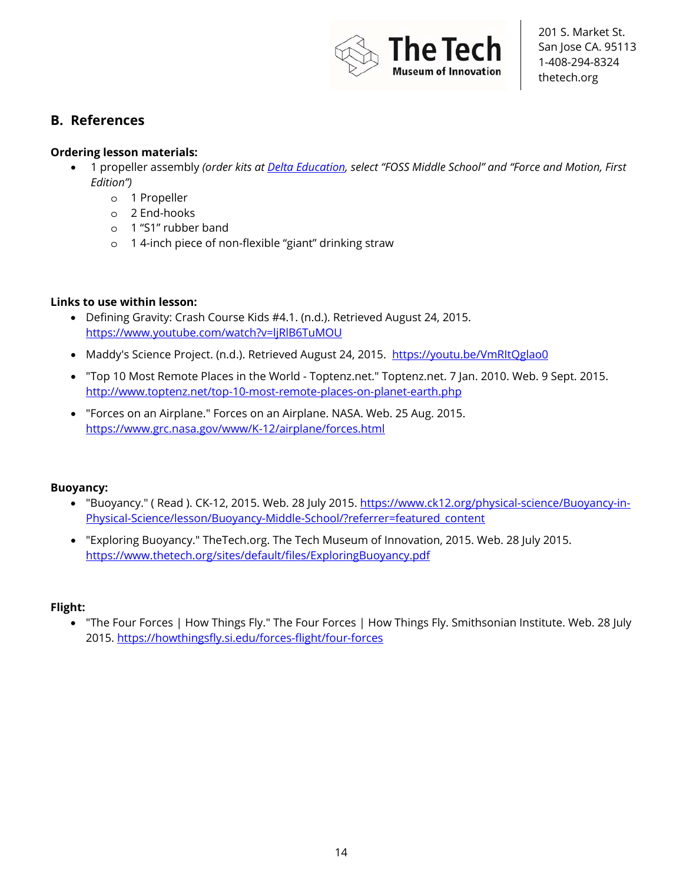## B. References

**Ordering lesson materials:**

- 1 propeller assembly *(order kits at [Delta Education](Delta Education), select "FOSS Middle School" and "Force and Motion, First Edition")*
  - 1 Propeller
  - 2 End-hooks
  - 1 "S1" rubber band
  - 1 4-inch piece of non-flexible "giant" drinking straw

**Links to use within lesson:**

- Defining Gravity: Crash Course Kids #4.1. (n.d.). Retrieved August 24, 2015. https://www.youtube.com/watch?v=ljRlB6TuMOU
- Maddy's Science Project. (n.d.). Retrieved August 24, 2015. https://youtu.be/VmRItQglao0
- "Top 10 Most Remote Places in the World - Toptenz.net." Toptenz.net. 7 Jan. 2010. Web. 9 Sept. 2015. http://www.toptenz.net/top-10-most-remote-places-on-planet-earth.php
- "Forces on an Airplane." Forces on an Airplane. NASA. Web. 25 Aug. 2015. https://www.grc.nasa.gov/www/K-12/airplane/forces.html

**Buoyancy:**

- "Buoyancy." ( Read ). CK-12, 2015. Web. 28 July 2015. https://www.ck12.org/physical-science/Buoyancy-in-Physical-Science/lesson/Buoyancy-Middle-School/?referrer=featured_content
- "Exploring Buoyancy." TheTech.org. The Tech Museum of Innovation, 2015. Web. 28 July 2015. https://www.thetech.org/sites/default/files/ExploringBuoyancy.pdf

**Flight:**

- "The Four Forces | How Things Fly." The Four Forces | How Things Fly. Smithsonian Institute. Web. 28 July 2015. https://howthingsfly.si.edu/forces-flight/four-forces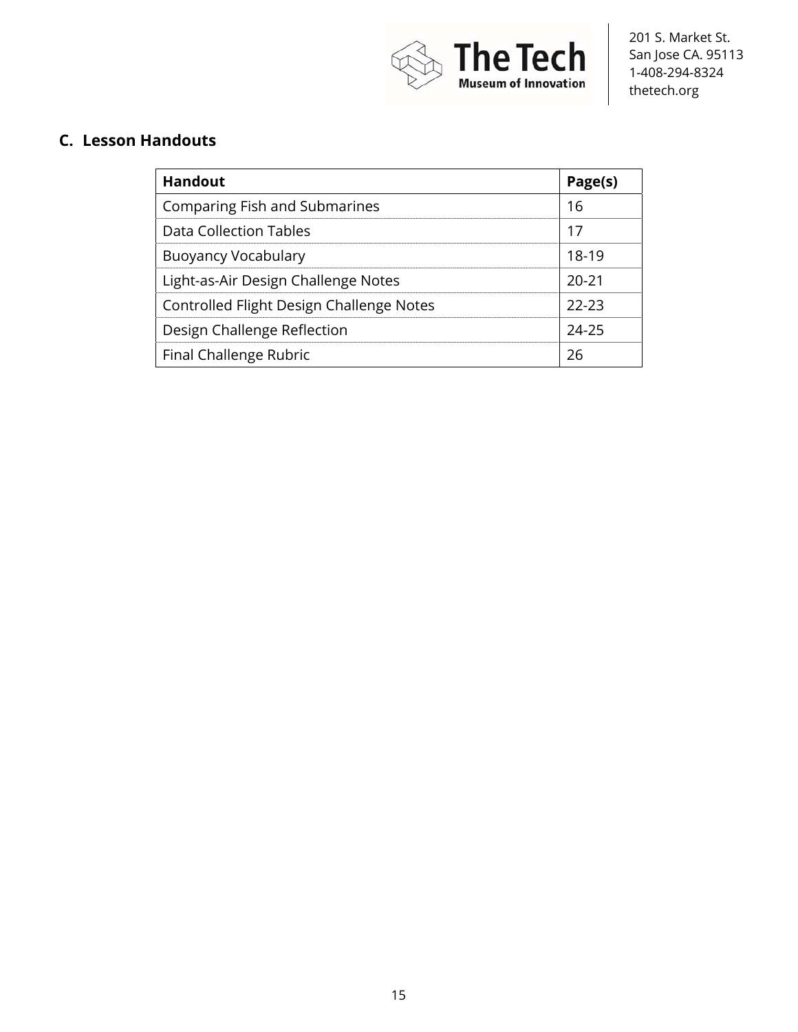## C. Lesson Handouts

| Handout | Page(s) |
|---|---|
| Comparing Fish and Submarines | 16 |
| Data Collection Tables | 17 |
| Buoyancy Vocabulary | 18-19 |
| Light-as-Air Design Challenge Notes | 20-21 |
| Controlled Flight Design Challenge Notes | 22-23 |
| Design Challenge Reflection | 24-25 |
| Final Challenge Rubric | 26 |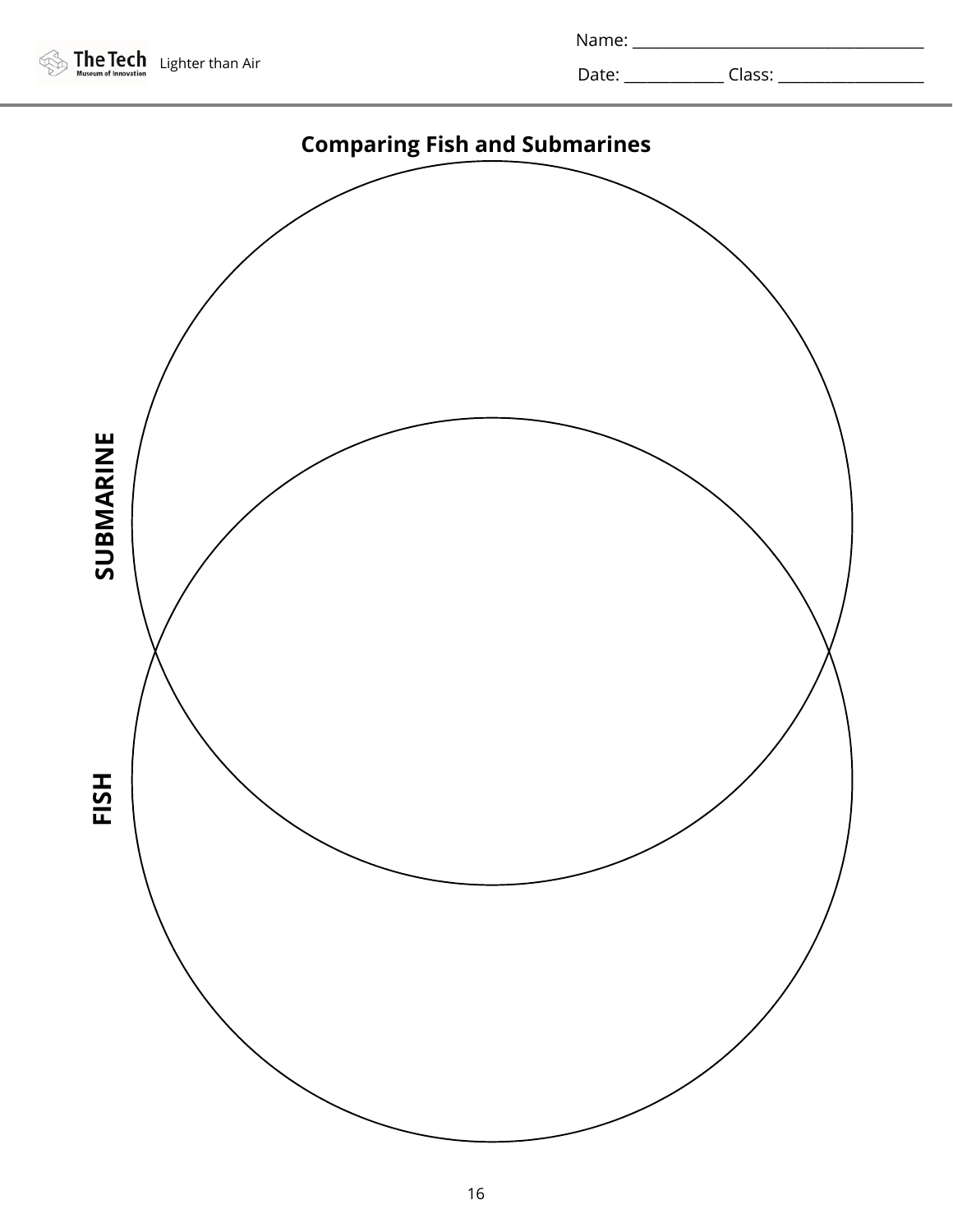Name: ___________________________________

Date: ____________ Class: __________________

## Comparing Fish and Submarines

**SUBMARINE**

**FISH**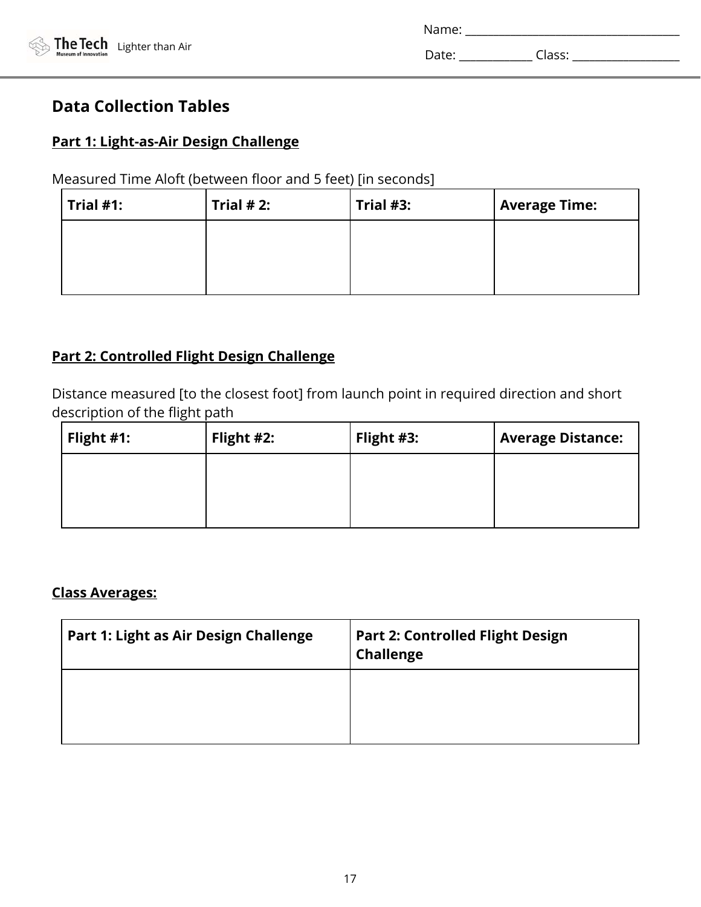Name: ___________________________________

Date: ____________ Class: __________________

## Data Collection Tables

**Part 1: Light-as-Air Design Challenge**

Measured Time Aloft (between floor and 5 feet) [in seconds]

| Trial #1: | Trial # 2: | Trial #3: | Average Time: |
|---|---|---|---|
| | | | |

**Part 2: Controlled Flight Design Challenge**

Distance measured [to the closest foot] from launch point in required direction and short description of the flight path

| Flight #1: | Flight #2: | Flight #3: | Average Distance: |
|---|---|---|---|
| | | | |

**Class Averages:**

| Part 1: Light as Air Design Challenge | Part 2: Controlled Flight Design Challenge |
|---|---|
| | |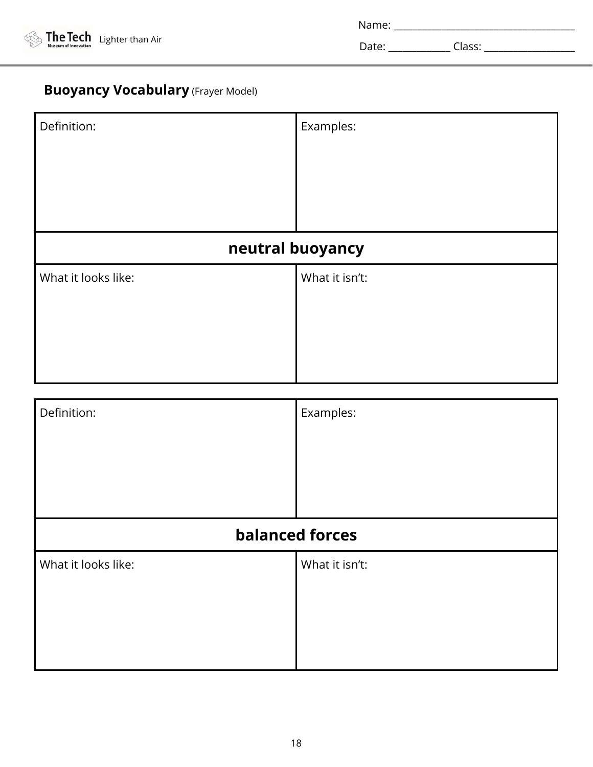Name: ____________________________________

Date: ____________ Class: __________________

## **Buoyancy Vocabulary** (Frayer Model)

| Definition: | Examples: |
| --- | --- |
| **neutral buoyancy** | |
| What it looks like: | What it isn't: |

| Definition: | Examples: |
| --- | --- |
| **balanced forces** | |
| What it looks like: | What it isn't: |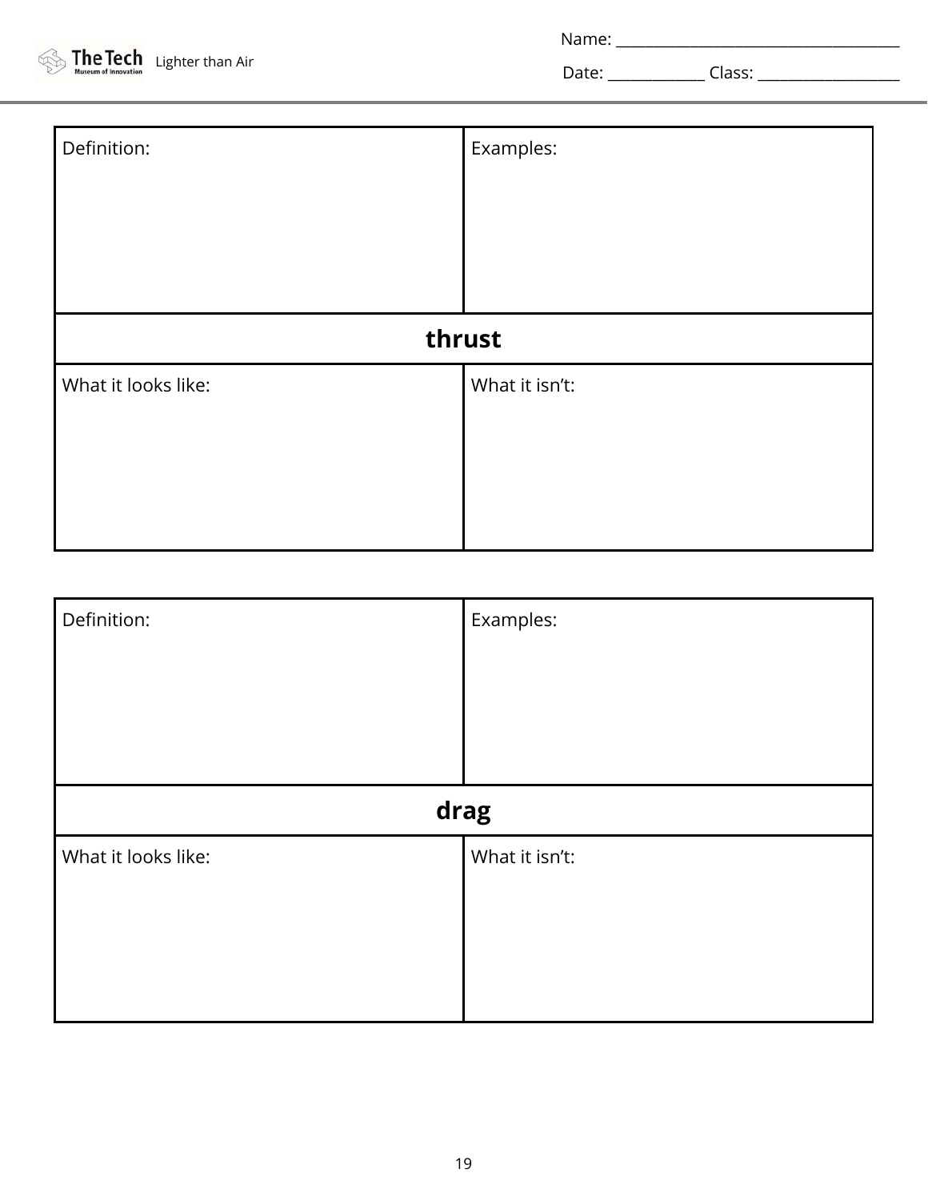Name: ____________________________________

Date: ____________ Class: __________________

| Definition: | Examples: |
|---|---|
| **thrust** | |
| What it looks like: | What it isn't: |

| Definition: | Examples: |
|---|---|
| **drag** | |
| What it looks like: | What it isn't: |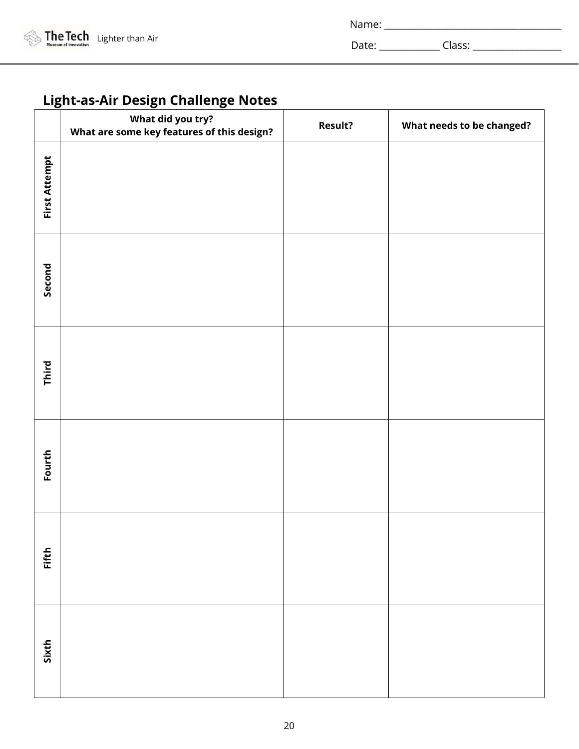Name: ___________________________________

Date: ____________ Class: __________________

## Light-as-Air Design Challenge Notes

| | What did you try?<br>What are some key features of this design? | Result? | What needs to be changed? |
|---|---|---|---|
| First Attempt | | | |
| Second | | | |
| Third | | | |
| Fourth | | | |
| Fifth | | | |
| Sixth | | | |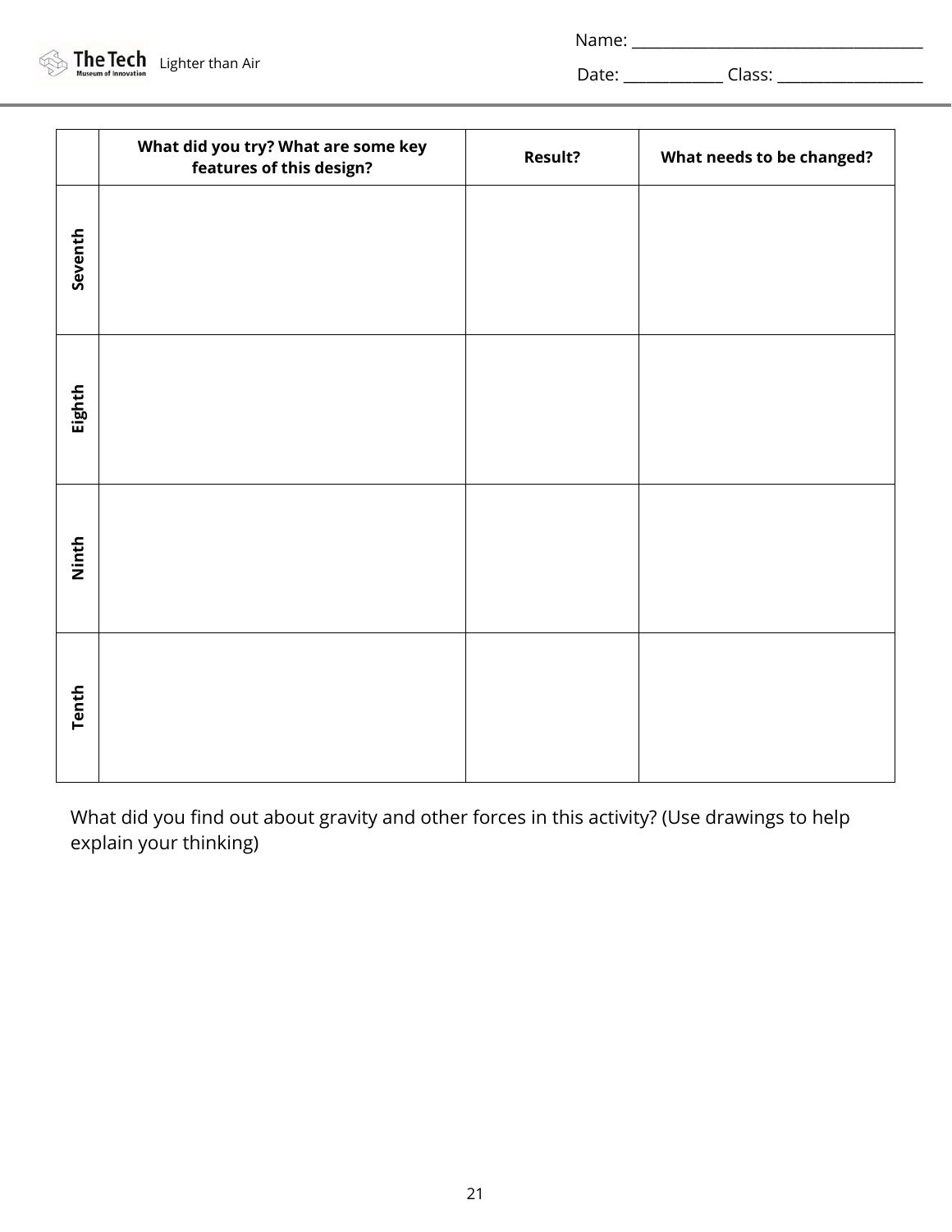Name: ___________________________________

Date: ____________ Class: __________________

| | What did you try? What are some key features of this design? | Result? | What needs to be changed? |
|---|---|---|---|
| Seventh | | | |
| Eighth | | | |
| Ninth | | | |
| Tenth | | | |

What did you find out about gravity and other forces in this activity? (Use drawings to help explain your thinking)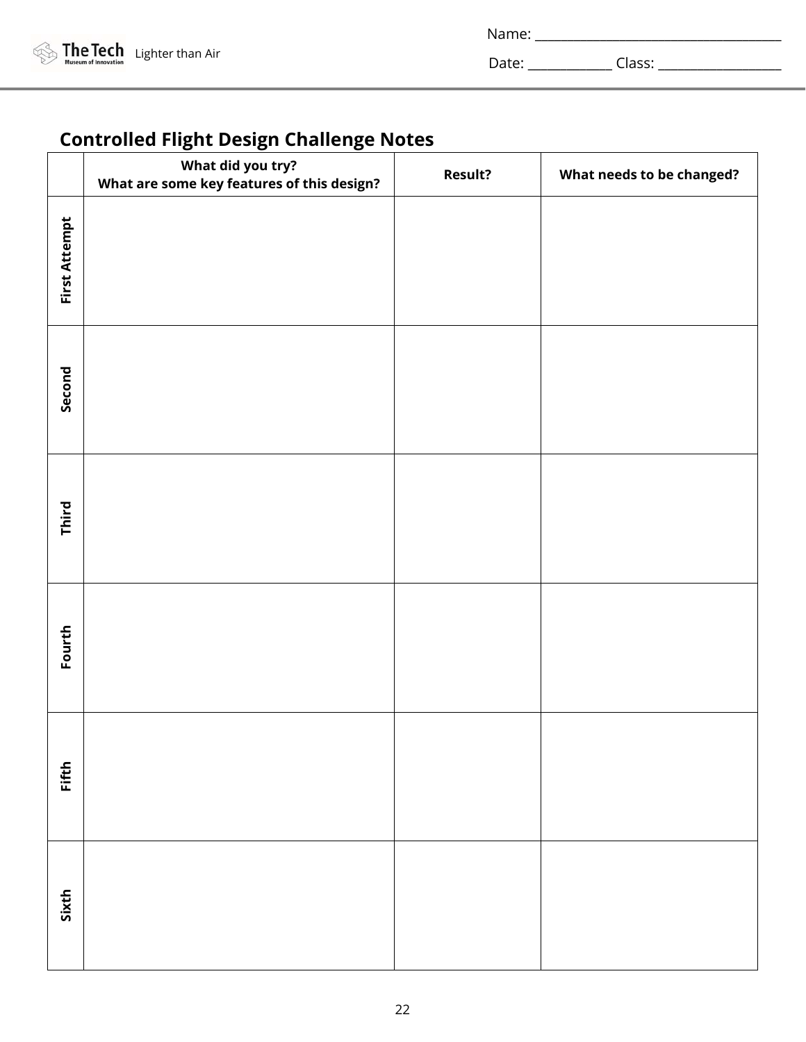Name: ___________________________________

Date: ____________ Class: __________________

## Controlled Flight Design Challenge Notes

| | What did you try?<br>What are some key features of this design? | Result? | What needs to be changed? |
|---|---|---|---|
| First Attempt | | | |
| Second | | | |
| Third | | | |
| Fourth | | | |
| Fifth | | | |
| Sixth | | | |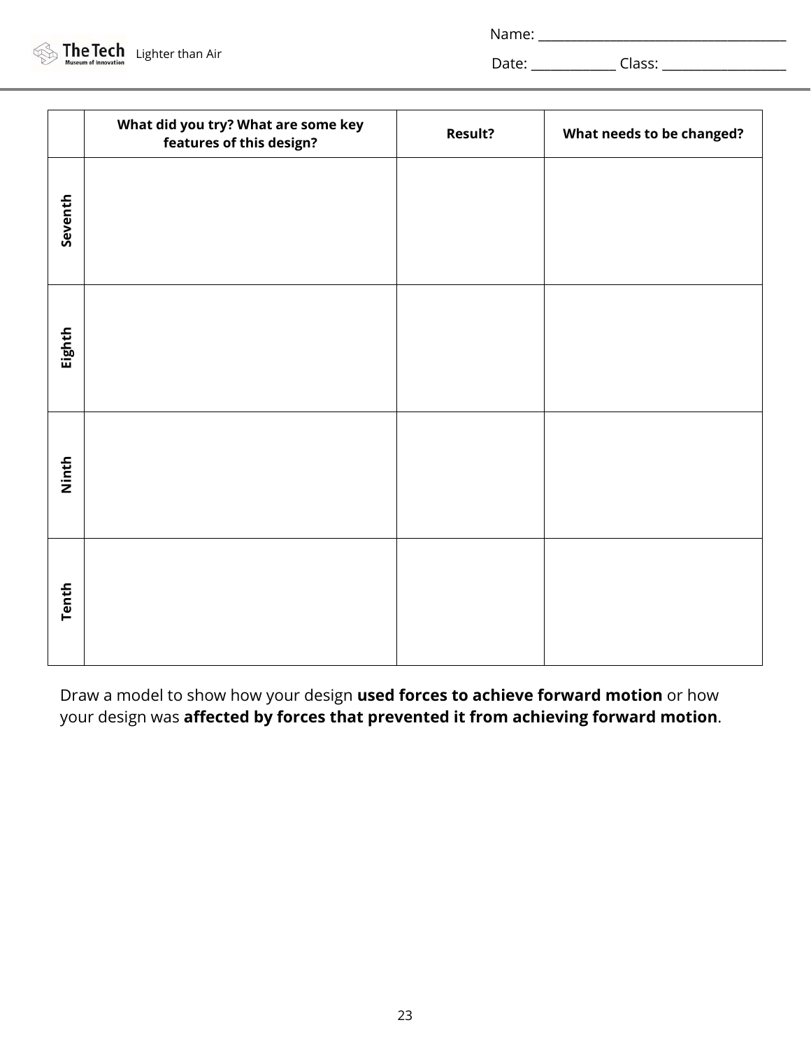Name: ___________________________________

Date: ____________ Class: _________________

| | What did you try? What are some key features of this design? | Result? | What needs to be changed? |
|---|---|---|---|
| **Seventh** | | | |
| **Eighth** | | | |
| **Ninth** | | | |
| **Tenth** | | | |

Draw a model to show how your design **used forces to achieve forward motion** or how your design was **affected by forces that prevented it from achieving forward motion**.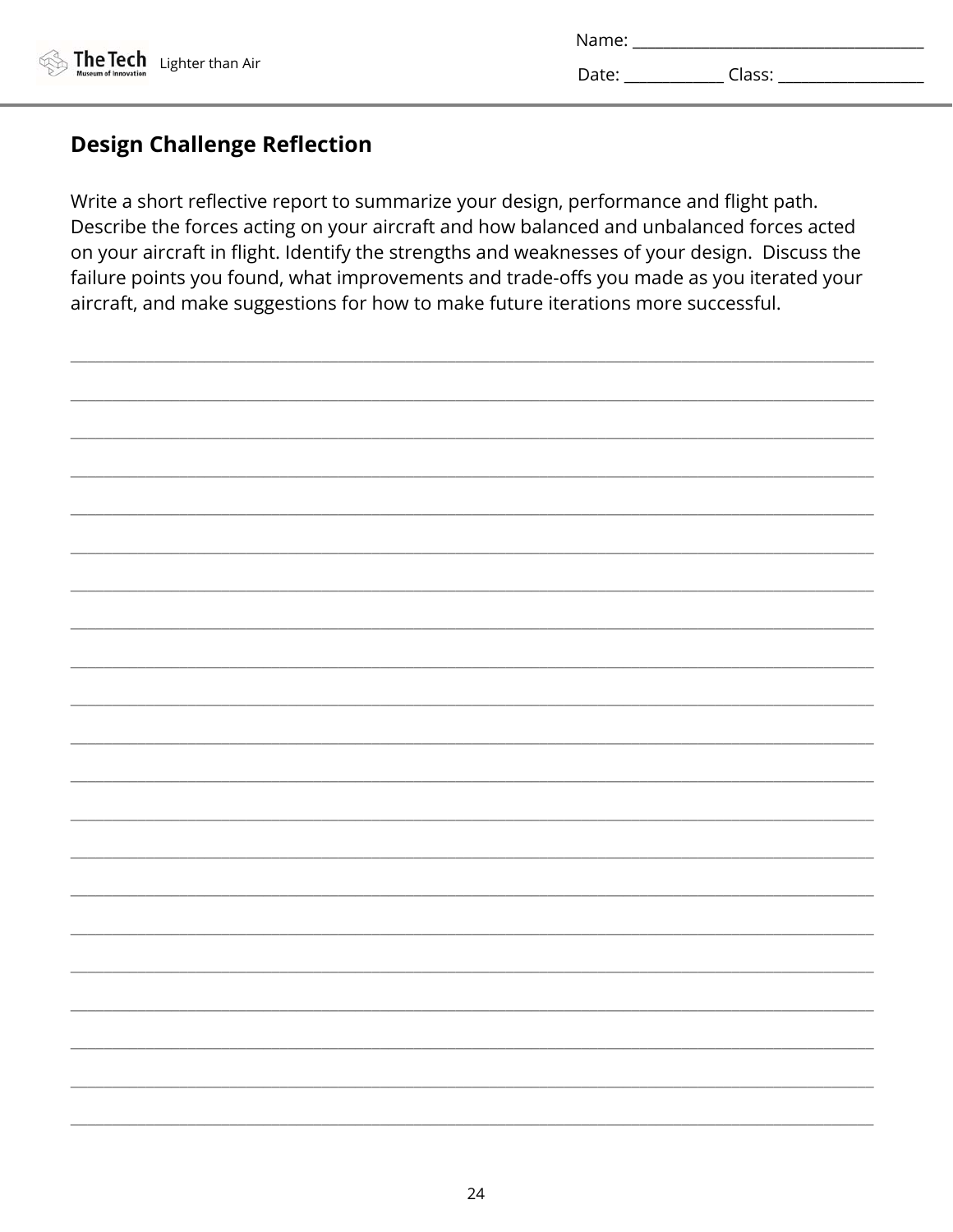Name: ____________________________________

Date: ____________ Class: __________________

## Design Challenge Reflection

Write a short reflective report to summarize your design, performance and flight path. Describe the forces acting on your aircraft and how balanced and unbalanced forces acted on your aircraft in flight. Identify the strengths and weaknesses of your design. Discuss the failure points you found, what improvements and trade-offs you made as you iterated your aircraft, and make suggestions for how to make future iterations more successful.

____________________________________________________________________________________

____________________________________________________________________________________

____________________________________________________________________________________

____________________________________________________________________________________

____________________________________________________________________________________

____________________________________________________________________________________

____________________________________________________________________________________

____________________________________________________________________________________

____________________________________________________________________________________

____________________________________________________________________________________

____________________________________________________________________________________

____________________________________________________________________________________

____________________________________________________________________________________

____________________________________________________________________________________

____________________________________________________________________________________

____________________________________________________________________________________

____________________________________________________________________________________

____________________________________________________________________________________

____________________________________________________________________________________

____________________________________________________________________________________

____________________________________________________________________________________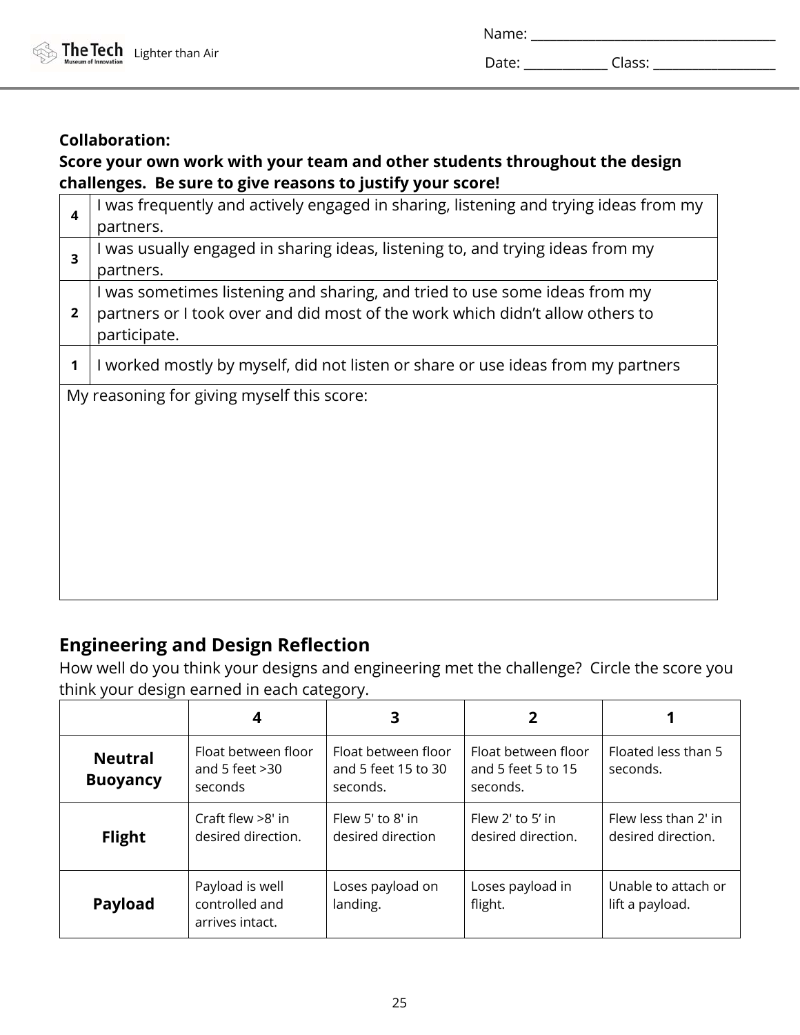Name: ___________________________________

Date: ____________ Class: __________________

**Collaboration:**
**Score your own work with your team and other students throughout the design challenges. Be sure to give reasons to justify your score!**

| | |
|---|---|
| **4** | I was frequently and actively engaged in sharing, listening and trying ideas from my partners. |
| **3** | I was usually engaged in sharing ideas, listening to, and trying ideas from my partners. |
| **2** | I was sometimes listening and sharing, and tried to use some ideas from my partners or I took over and did most of the work which didn't allow others to participate. |
| **1** | I worked mostly by myself, did not listen or share or use ideas from my partners |

My reasoning for giving myself this score:

## Engineering and Design Reflection

How well do you think your designs and engineering met the challenge? Circle the score you think your design earned in each category.

| | **4** | **3** | **2** | **1** |
|---|---|---|---|---|
| **Neutral Buoyancy** | Float between floor and 5 feet >30 seconds | Float between floor and 5 feet 15 to 30 seconds. | Float between floor and 5 feet 5 to 15 seconds. | Floated less than 5 seconds. |
| **Flight** | Craft flew >8' in desired direction. | Flew 5' to 8' in desired direction | Flew 2' to 5' in desired direction. | Flew less than 2' in desired direction. |
| **Payload** | Payload is well controlled and arrives intact. | Loses payload on landing. | Loses payload in flight. | Unable to attach or lift a payload. |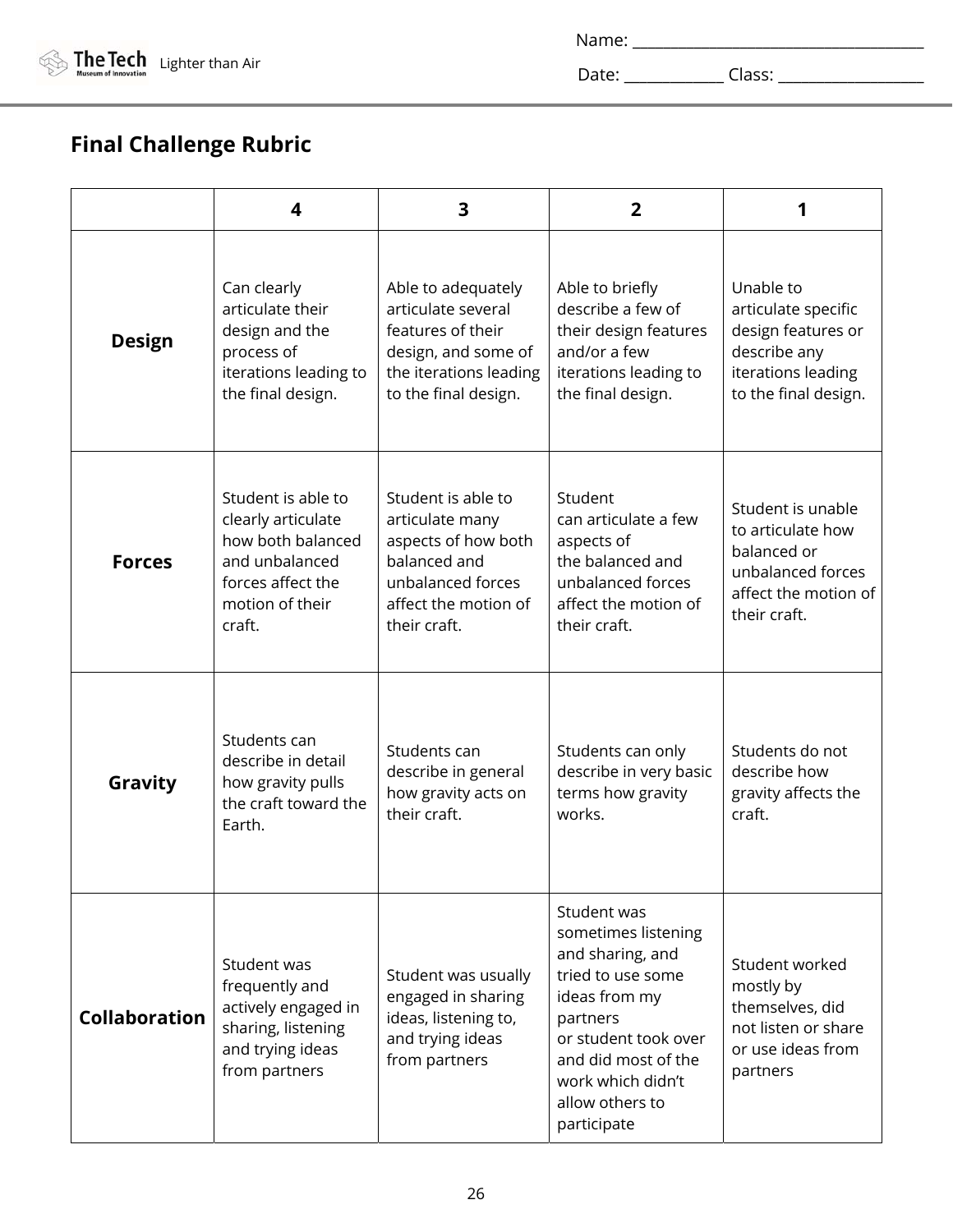Name: ___________________________________

Date: ____________ Class: __________________

## Final Challenge Rubric

| | 4 | 3 | 2 | 1 |
|---|---|---|---|---|
| **Design** | Can clearly articulate their design and the process of iterations leading to the final design. | Able to adequately articulate several features of their design, and some of the iterations leading to the final design. | Able to briefly describe a few of their design features and/or a few iterations leading to the final design. | Unable to articulate specific design features or describe any iterations leading to the final design. |
| **Forces** | Student is able to clearly articulate how both balanced and unbalanced forces affect the motion of their craft. | Student is able to articulate many aspects of how both balanced and unbalanced forces affect the motion of their craft. | Student can articulate a few aspects of the balanced and unbalanced forces affect the motion of their craft. | Student is unable to articulate how balanced or unbalanced forces affect the motion of their craft. |
| **Gravity** | Students can describe in detail how gravity pulls the craft toward the Earth. | Students can describe in general how gravity acts on their craft. | Students can only describe in very basic terms how gravity works. | Students do not describe how gravity affects the craft. |
| **Collaboration** | Student was frequently and actively engaged in sharing, listening and trying ideas from partners | Student was usually engaged in sharing ideas, listening to, and trying ideas from partners | Student was sometimes listening and sharing, and tried to use some ideas from my partners or student took over and did most of the work which didn't allow others to participate | Student worked mostly by themselves, did not listen or share or use ideas from partners |